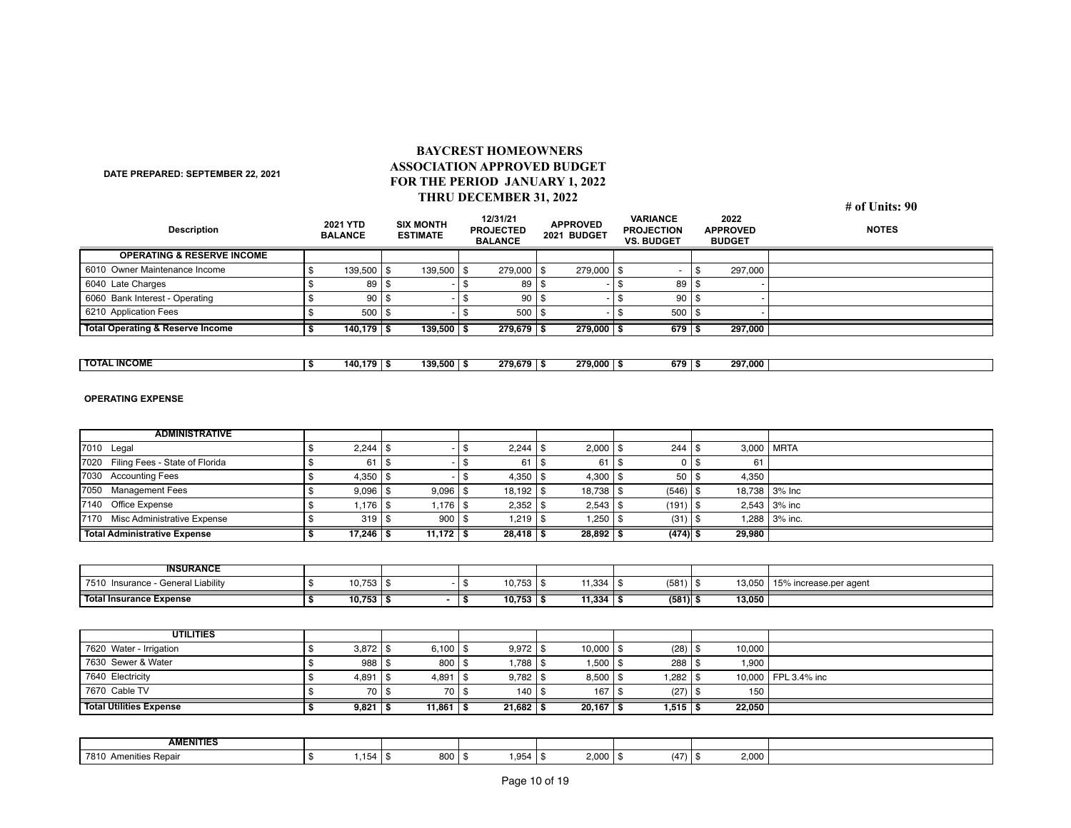**DATE PREPARED: SEPTEMBER 22, 2021**

# BAYCREST HOMEOWNERS ASSOCIATION APPROVED BUDGET FOR THE PERIOD JANUARY 1, 2022 THRU DECEMBER 31, 2022

**# of Units: 90**

| Description | 2021 YTD BALANCE | SIX MONTH ESTIMATE | 12/31/21 PROJECTED BALANCE | APPROVED 2021 BUDGET | VARIANCE PROJECTION VS. BUDGET | 2022 APPROVED BUDGET | NOTES |
|---|---|---|---|---|---|---|---|
| **OPERATING & RESERVE INCOME** | | | | | | | |
| 6010 Owner Maintenance Income | $ 139,500 | $ 139,500 | $ 279,000 | $ 279,000 | $ - | $ 297,000 | |
| 6040 Late Charges | $ 89 | $ - | $ 89 | $ - | $ 89 | $ - | |
| 6060 Bank Interest - Operating | $ 90 | $ - | $ 90 | $ - | $ 90 | $ - | |
| 6210 Application Fees | $ 500 | $ - | $ 500 | $ - | $ 500 | $ - | |
| **Total Operating & Reserve Income** | **$ 140,179** | **$ 139,500** | **$ 279,679** | **$ 279,000** | **$ 679** | **$ 297,000** | |

| | | | | | | | |
|---|---|---|---|---|---|---|---|
| **TOTAL INCOME** | **$ 140,179** | **$ 139,500** | **$ 279,679** | **$ 279,000** | **$ 679** | **$ 297,000** | |

**OPERATING EXPENSE**

| | | | | | | | |
|---|---|---|---|---|---|---|---|
| **ADMINISTRATIVE** | | | | | | | |
| 7010 Legal | $ 2,244 | $ - | $ 2,244 | $ 2,000 | $ 244 | $ 3,000 | MRTA |
| 7020 Filing Fees - State of Florida | $ 61 | $ - | $ 61 | $ 61 | $ 0 | $ 61 | |
| 7030 Accounting Fees | $ 4,350 | $ - | $ 4,350 | $ 4,300 | $ 50 | $ 4,350 | |
| 7050 Management Fees | $ 9,096 | $ 9,096 | $ 18,192 | $ 18,738 | $ (546) | $ 18,738 | 3% Inc |
| 7140 Office Expense | $ 1,176 | $ 1,176 | $ 2,352 | $ 2,543 | $ (191) | $ 2,543 | 3% inc |
| 7170 Misc Administrative Expense | $ 319 | $ 900 | $ 1,219 | $ 1,250 | $ (31) | $ 1,288 | 3% inc. |
| **Total Administrative Expense** | **$ 17,246** | **$ 11,172** | **$ 28,418** | **$ 28,892** | **$ (474)** | **$ 29,980** | |

| | | | | | | | |
|---|---|---|---|---|---|---|---|
| **INSURANCE** | | | | | | | |
| 7510 Insurance - General Liability | $ 10,753 | $ - | $ 10,753 | $ 11,334 | $ (581) | $ 13,050 | 15% increase.per agent |
| **Total Insurance Expense** | **$ 10,753** | **$ -** | **$ 10,753** | **$ 11,334** | **$ (581)** | **$ 13,050** | |

| | | | | | | | |
|---|---|---|---|---|---|---|---|
| **UTILITIES** | | | | | | | |
| 7620 Water - Irrigation | $ 3,872 | $ 6,100 | $ 9,972 | $ 10,000 | $ (28) | $ 10,000 | |
| 7630 Sewer & Water | $ 988 | $ 800 | $ 1,788 | $ 1,500 | $ 288 | $ 1,900 | |
| 7640 Electricity | $ 4,891 | $ 4,891 | $ 9,782 | $ 8,500 | $ 1,282 | $ 10,000 | FPL 3.4% inc |
| 7670 Cable TV | $ 70 | $ 70 | $ 140 | $ 167 | $ (27) | $ 150 | |
| **Total Utilities Expense** | **$ 9,821** | **$ 11,861** | **$ 21,682** | **$ 20,167** | **$ 1,515** | **$ 22,050** | |

| | | | | | | | |
|---|---|---|---|---|---|---|---|
| **AMENITIES** | | | | | | | |
| 7810 Amenities Repair | $ 1,154 | $ 800 | $ 1,954 | $ 2,000 | $ (47) | $ 2,000 | |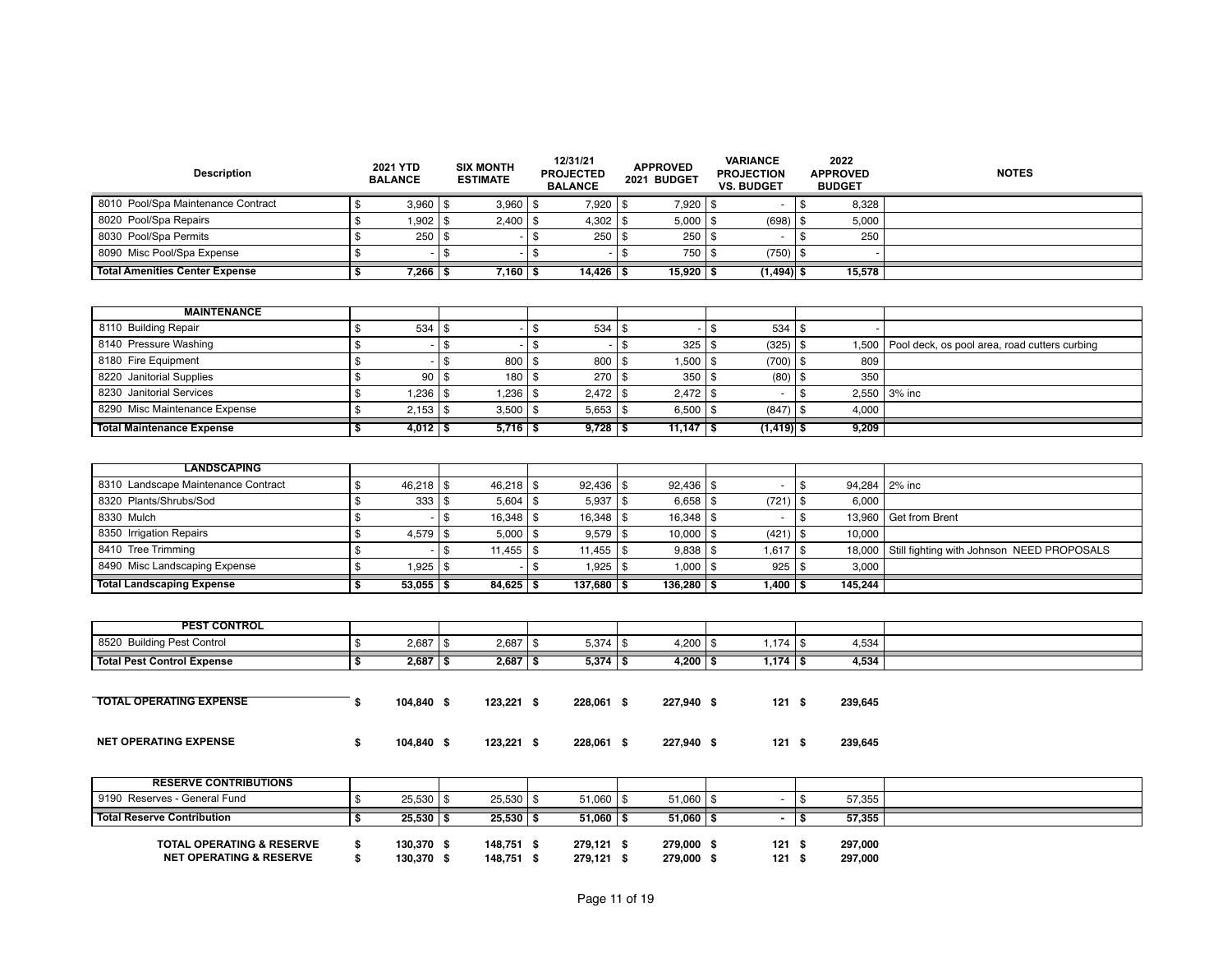| Description | 2021 YTD BALANCE | SIX MONTH ESTIMATE | 12/31/21 PROJECTED BALANCE | APPROVED 2021 BUDGET | VARIANCE PROJECTION VS. BUDGET | 2022 APPROVED BUDGET | NOTES |
|---|---|---|---|---|---|---|---|
| 8010 Pool/Spa Maintenance Contract | $ 3,960 | $ 3,960 | $ 7,920 | $ 7,920 | $ - | $ 8,328 | |
| 8020 Pool/Spa Repairs | $ 1,902 | $ 2,400 | $ 4,302 | $ 5,000 | $ (698) | $ 5,000 | |
| 8030 Pool/Spa Permits | $ 250 | $ - | $ 250 | $ 250 | $ - | $ 250 | |
| 8090 Misc Pool/Spa Expense | $ - | $ - | $ - | $ 750 | $ (750) | $ - | |
| **Total Amenities Center Expense** | **$ 7,266** | **$ 7,160** | **$ 14,426** | **$ 15,920** | **$ (1,494)** | **$ 15,578** | |
| | | | | | | | |
| **MAINTENANCE** | | | | | | | |
| 8110 Building Repair | $ 534 | $ - | $ 534 | $ - | $ 534 | $ - | |
| 8140 Pressure Washing | $ - | $ - | $ - | $ 325 | $ (325) | $ 1,500 | Pool deck, os pool area, road cutters curbing |
| 8180 Fire Equipment | $ - | $ 800 | $ 800 | $ 1,500 | $ (700) | $ 809 | |
| 8220 Janitorial Supplies | $ 90 | $ 180 | $ 270 | $ 350 | $ (80) | $ 350 | |
| 8230 Janitorial Services | $ 1,236 | $ 1,236 | $ 2,472 | $ 2,472 | $ - | $ 2,550 | 3% inc |
| 8290 Misc Maintenance Expense | $ 2,153 | $ 3,500 | $ 5,653 | $ 6,500 | $ (847) | $ 4,000 | |
| **Total Maintenance Expense** | **$ 4,012** | **$ 5,716** | **$ 9,728** | **$ 11,147** | **$ (1,419)** | **$ 9,209** | |
| | | | | | | | |
| **LANDSCAPING** | | | | | | | |
| 8310 Landscape Maintenance Contract | $ 46,218 | $ 46,218 | $ 92,436 | $ 92,436 | $ - | $ 94,284 | 2% inc |
| 8320 Plants/Shrubs/Sod | $ 333 | $ 5,604 | $ 5,937 | $ 6,658 | $ (721) | $ 6,000 | |
| 8330 Mulch | $ - | $ 16,348 | $ 16,348 | $ 16,348 | $ - | $ 13,960 | Get from Brent |
| 8350 Irrigation Repairs | $ 4,579 | $ 5,000 | $ 9,579 | $ 10,000 | $ (421) | $ 10,000 | |
| 8410 Tree Trimming | $ - | $ 11,455 | $ 11,455 | $ 9,838 | $ 1,617 | $ 18,000 | Still fighting with Johnson NEED PROPOSALS |
| 8490 Misc Landscaping Expense | $ 1,925 | $ - | $ 1,925 | $ 1,000 | $ 925 | $ 3,000 | |
| **Total Landscaping Expense** | **$ 53,055** | **$ 84,625** | **$ 137,680** | **$ 136,280** | **$ 1,400** | **$ 145,244** | |
| | | | | | | | |
| **PEST CONTROL** | | | | | | | |
| 8520 Building Pest Control | $ 2,687 | $ 2,687 | $ 5,374 | $ 4,200 | $ 1,174 | $ 4,534 | |
| **Total Pest Control Expense** | **$ 2,687** | **$ 2,687** | **$ 5,374** | **$ 4,200** | **$ 1,174** | **$ 4,534** | |
| | | | | | | | |
| **TOTAL OPERATING EXPENSE** | **$ 104,840** | **$ 123,221** | **$ 228,061** | **$ 227,940** | **$ 121** | **$ 239,645** | |
| | | | | | | | |
| **NET OPERATING EXPENSE** | **$ 104,840** | **$ 123,221** | **$ 228,061** | **$ 227,940** | **$ 121** | **$ 239,645** | |
| | | | | | | | |
| **RESERVE CONTRIBUTIONS** | | | | | | | |
| 9190 Reserves - General Fund | $ 25,530 | $ 25,530 | $ 51,060 | $ 51,060 | $ - | $ 57,355 | |
| **Total Reserve Contribution** | **$ 25,530** | **$ 25,530** | **$ 51,060** | **$ 51,060** | **$ -** | **$ 57,355** | |
| | | | | | | | |
| **TOTAL OPERATING & RESERVE** | **$ 130,370** | **$ 148,751** | **$ 279,121** | **$ 279,000** | **$ 121** | **$ 297,000** | |
| **NET OPERATING & RESERVE** | **$ 130,370** | **$ 148,751** | **$ 279,121** | **$ 279,000** | **$ 121** | **$ 297,000** | |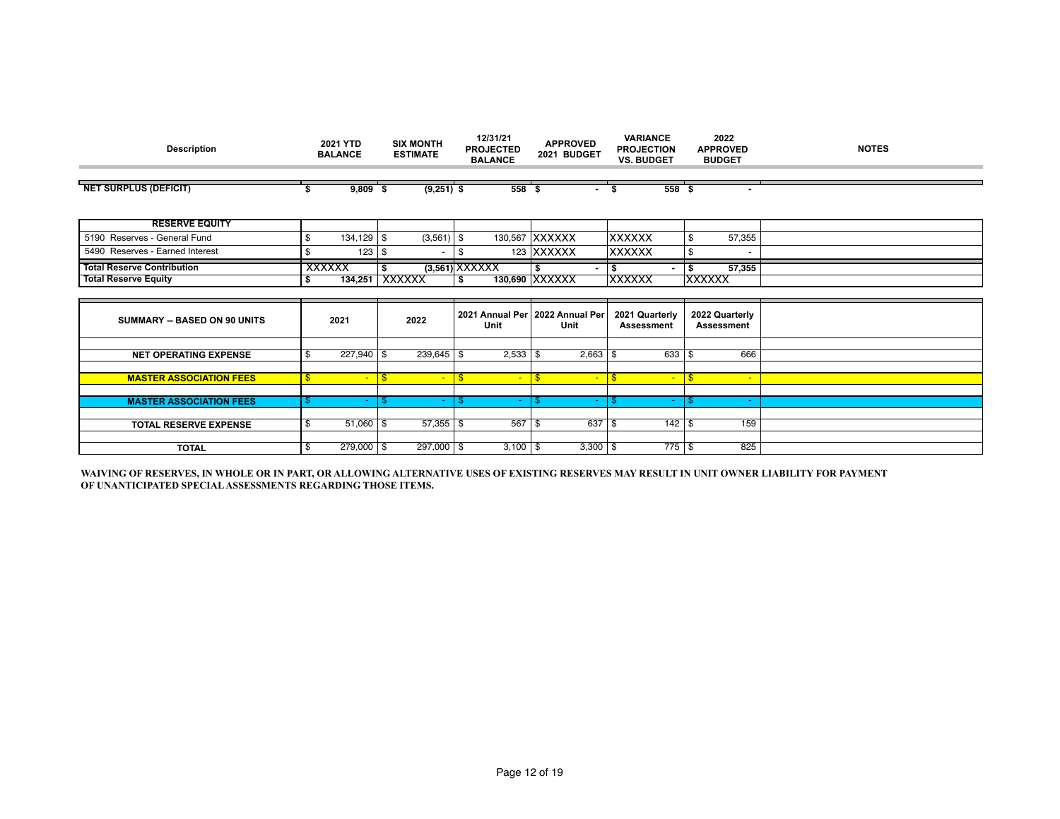| Description | 2021 YTD BALANCE | SIX MONTH ESTIMATE | 12/31/21 PROJECTED BALANCE | APPROVED 2021 BUDGET | VARIANCE PROJECTION VS. BUDGET | 2022 APPROVED BUDGET | NOTES |
|---|---|---|---|---|---|---|---|
| **NET SURPLUS (DEFICIT)** | **$ 9,809** | **$ (9,251)** | **$ 558** | **$ -** | **$ 558** | **$ -** | |
| **RESERVE EQUITY** | | | | | | | |
| 5190 Reserves - General Fund | $ 134,129 | $ (3,561) | $ 130,567 | XXXXXX | XXXXXX | $ 57,355 | |
| 5490 Reserves - Earned Interest | $ 123 | $ - | $ 123 | XXXXXX | XXXXXX | $ - | |
| **Total Reserve Contribution** | XXXXXX | **$ (3,561)** | XXXXXX | **$ -** | **$ -** | **$ 57,355** | |
| **Total Reserve Equity** | **$ 134,251** | XXXXXX | **$ 130,690** | XXXXXX | XXXXXX | XXXXXX | |

| SUMMARY -- BASED ON 90 UNITS | 2021 | 2022 | 2021 Annual Per Unit | 2022 Annual Per Unit | 2021 Quarterly Assessment | 2022 Quarterly Assessment | |
|---|---|---|---|---|---|---|---|
| **NET OPERATING EXPENSE** | $ 227,940 | $ 239,645 | $ 2,533 | $ 2,663 | $ 633 | $ 666 | |
| **MASTER ASSOCIATION FEES** | $ - | $ - | $ - | $ - | $ - | $ - | |
| **MASTER ASSOCIATION FEES** | $ - | $ - | $ - | $ - | $ - | $ - | |
| **TOTAL RESERVE EXPENSE** | $ 51,060 | $ 57,355 | $ 567 | $ 637 | $ 142 | $ 159 | |
| **TOTAL** | $ 279,000 | $ 297,000 | $ 3,100 | $ 3,300 | $ 775 | $ 825 | |

**WAIVING OF RESERVES, IN WHOLE OR IN PART, OR ALLOWING ALTERNATIVE USES OF EXISTING RESERVES MAY RESULT IN UNIT OWNER LIABILITY FOR PAYMENT OF UNANTICIPATED SPECIAL ASSESSMENTS REGARDING THOSE ITEMS.**